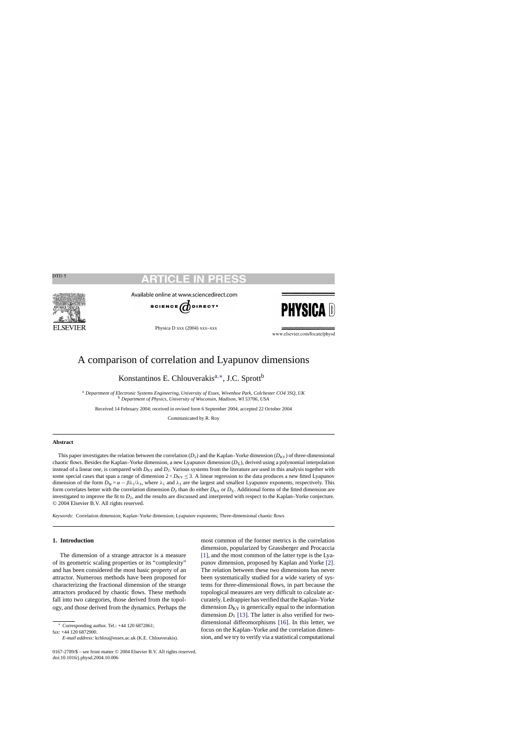# A comparison of correlation and Lyapunov dimensions

Konstantinos E. Chlouverakis[a,∗], J.C. Sprott[b]

[a] *Department of Electronic Systems Engineering, University of Essex, Wivenhoe Park, Colchester CO4 3SQ, UK*
[b] *Department of Physics, University of Wisconsin, Madison, WI 53706, USA*

Received 14 February 2004; received in revised form 6 September 2004; accepted 22 October 2004

Communicated by R. Roy

## Abstract

This paper investigates the relation between the correlation ($D_2$) and the Kaplan–Yorke dimension ($D_{KY}$) of three-dimensional chaotic flows. Besides the Kaplan–Yorke dimension, a new Lyapunov dimension ($D_\Sigma$), derived using a polynomial interpolation instead of a linear one, is compared with $D_{KY}$ and $D_2$. Various systems from the literature are used in this analysis together with some special cases that span a range of dimension $2 < D_{KY} \leq 3$. A linear regression to the data produces a new fitted Lyapunov dimension of the form $D_{fit} = \alpha - \beta\lambda_1/\lambda_3$, where $\lambda_1$ and $\lambda_3$ are the largest and smallest Lyapunov exponents, respectively. This form correlates better with the correlation dimension $D_2$ than do either $D_{KY}$ or $D_\Sigma$. Additional forms of the fitted dimension are investigated to improve the fit to $D_2$, and the results are discussed and interpreted with respect to the Kaplan–Yorke conjecture.
© 2004 Elsevier B.V. All rights reserved.

*Keywords:* Correlation dimension; Kaplan–Yorke dimension; Lyapunov exponents; Three-dimensional chaotic flows

## 1. Introduction

The dimension of a strange attractor is a measure of its geometric scaling properties or its "complexity" and has been considered the most basic property of an attractor. Numerous methods have been proposed for characterizing the fractional dimension of the strange attractors produced by chaotic flows. These methods fall into two categories, those derived from the topology, and those derived from the dynamics. Perhaps the most common of the former metrics is the correlation dimension, popularized by Grassberger and Procaccia [1], and the most common of the latter type is the Lyapunov dimension, proposed by Kaplan and Yorke [2]. The relation between these two dimensions has never been systematically studied for a wide variety of systems for three-dimensional flows, in part because the topological measures are very difficult to calculate accurately. Ledrappier has verified that the Kaplan–Yorke dimension $D_{KY}$ is generically equal to the information dimension $D_1$ [13]. The latter is also verified for two-dimensional diffeomorphisms [16]. In this letter, we focus on the Kaplan–Yorke and the correlation dimension, and we try to verify via a statistical computational

∗ Corresponding author. Tel.: +44 120 6872861;
fax: +44 120 6872900.
*E-mail address:* kchlou@essex.ac.uk (K.E. Chlouverakis).

0167-2789/$ – see front matter © 2004 Elsevier B.V. All rights reserved.
doi:10.1016/j.physd.2004.10.006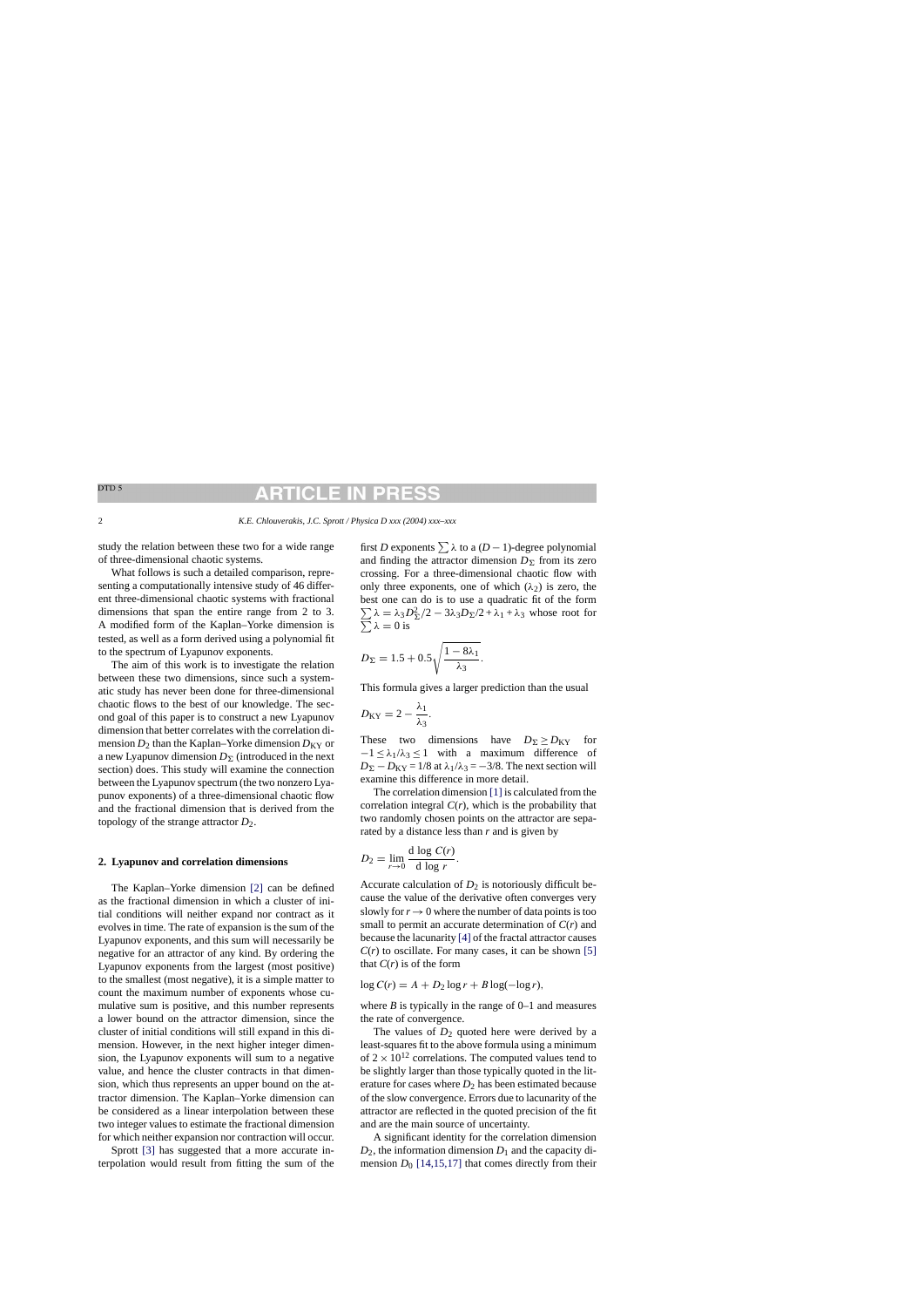study the relation between these two for a wide range of three-dimensional chaotic systems.

What follows is such a detailed comparison, representing a computationally intensive study of 46 different three-dimensional chaotic systems with fractional dimensions that span the entire range from 2 to 3. A modified form of the Kaplan–Yorke dimension is tested, as well as a form derived using a polynomial fit to the spectrum of Lyapunov exponents.

The aim of this work is to investigate the relation between these two dimensions, since such a systematic study has never been done for three-dimensional chaotic flows to the best of our knowledge. The second goal of this paper is to construct a new Lyapunov dimension that better correlates with the correlation dimension $D_2$ than the Kaplan–Yorke dimension $D_{\mathrm{KY}}$ or a new Lyapunov dimension $D_\Sigma$ (introduced in the next section) does. This study will examine the connection between the Lyapunov spectrum (the two nonzero Lyapunov exponents) of a three-dimensional chaotic flow and the fractional dimension that is derived from the topology of the strange attractor $D_2$.

## 2. Lyapunov and correlation dimensions

The Kaplan–Yorke dimension [2] can be defined as the fractional dimension in which a cluster of initial conditions will neither expand nor contract as it evolves in time. The rate of expansion is the sum of the Lyapunov exponents, and this sum will necessarily be negative for an attractor of any kind. By ordering the Lyapunov exponents from the largest (most positive) to the smallest (most negative), it is a simple matter to count the maximum number of exponents whose cumulative sum is positive, and this number represents a lower bound on the attractor dimension, since the cluster of initial conditions will still expand in this dimension. However, in the next higher integer dimension, the Lyapunov exponents will sum to a negative value, and hence the cluster contracts in that dimension, which thus represents an upper bound on the attractor dimension. The Kaplan–Yorke dimension can be considered as a linear interpolation between these two integer values to estimate the fractional dimension for which neither expansion nor contraction will occur.

Sprott [3] has suggested that a more accurate interpolation would result from fitting the sum of the first $D$ exponents $\sum \lambda$ to a $(D-1)$-degree polynomial and finding the attractor dimension $D_\Sigma$ from its zero crossing. For a three-dimensional chaotic flow with only three exponents, one of which $(\lambda_2)$ is zero, the best one can do is to use a quadratic fit of the form $\sum \lambda = \lambda_3 D_\Sigma^2/2 - 3\lambda_3 D_\Sigma/2 + \lambda_1 + \lambda_3$ whose root for $\sum \lambda = 0$ is

$$D_\Sigma = 1.5 + 0.5\sqrt{\frac{1-8\lambda_1}{\lambda_3}}.$$

This formula gives a larger prediction than the usual

$$D_{\mathrm{KY}} = 2 - \frac{\lambda_1}{\lambda_3}.$$

These two dimensions have $D_\Sigma \geq D_{\mathrm{KY}}$ for $-1 \leq \lambda_1/\lambda_3 \leq 1$ with a maximum difference of $D_\Sigma - D_{\mathrm{KY}} = 1/8$ at $\lambda_1/\lambda_3 = -3/8$. The next section will examine this difference in more detail.

The correlation dimension [1] is calculated from the correlation integral $C(r)$, which is the probability that two randomly chosen points on the attractor are separated by a distance less than $r$ and is given by

$$D_2 = \lim_{r\to 0} \frac{\mathrm{d}\log C(r)}{\mathrm{d}\log r}.$$

Accurate calculation of $D_2$ is notoriously difficult because the value of the derivative often converges very slowly for $r \to 0$ where the number of data points is too small to permit an accurate determination of $C(r)$ and because the lacunarity [4] of the fractal attractor causes $C(r)$ to oscillate. For many cases, it can be shown [5] that $C(r)$ is of the form

$$\log C(r) = A + D_2 \log r + B \log(-\log r),$$

where $B$ is typically in the range of 0–1 and measures the rate of convergence.

The values of $D_2$ quoted here were derived by a least-squares fit to the above formula using a minimum of $2 \times 10^{12}$ correlations. The computed values tend to be slightly larger than those typically quoted in the literature for cases where $D_2$ has been estimated because of the slow convergence. Errors due to lacunarity of the attractor are reflected in the quoted precision of the fit and are the main source of uncertainty.

A significant identity for the correlation dimension $D_2$, the information dimension $D_1$ and the capacity dimension $D_0$ [14,15,17] that comes directly from their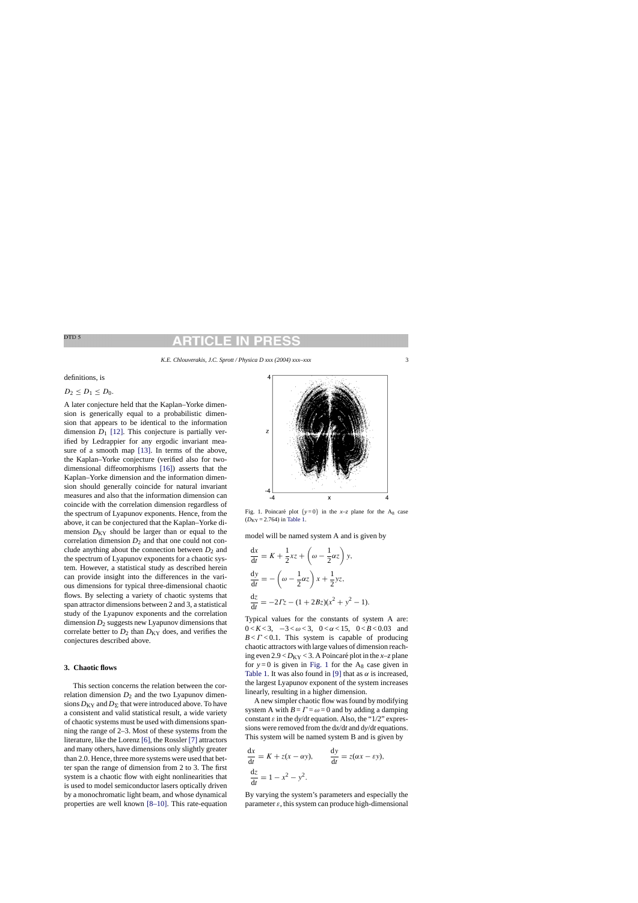definitions, is

$D_2 \leq D_1 \leq D_0$.

A later conjecture held that the Kaplan–Yorke dimension is generically equal to a probabilistic dimension that appears to be identical to the information dimension $D_1$ [12]. This conjecture is partially verified by Ledrappier for any ergodic invariant measure of a smooth map [13]. In terms of the above, the Kaplan–Yorke conjecture (verified also for two-dimensional diffeomorphisms [16]) asserts that the Kaplan–Yorke dimension and the information dimension should generally coincide for natural invariant measures and also that the information dimension can coincide with the correlation dimension regardless of the spectrum of Lyapunov exponents. Hence, from the above, it can be conjectured that the Kaplan–Yorke dimension $D_{\rm KY}$ should be larger than or equal to the correlation dimension $D_2$ and that one could not conclude anything about the connection between $D_2$ and the spectrum of Lyapunov exponents for a chaotic system. However, a statistical study as described herein can provide insight into the differences in the various dimensions for typical three-dimensional chaotic flows. By selecting a variety of chaotic systems that span attractor dimensions between 2 and 3, a statistical study of the Lyapunov exponents and the correlation dimension $D_2$ suggests new Lyapunov dimensions that correlate better to $D_2$ than $D_{\rm KY}$ does, and verifies the conjectures described above.

## 3. Chaotic flows

This section concerns the relation between the correlation dimension $D_2$ and the two Lyapunov dimensions $D_{\rm KY}$ and $D_\Sigma$ that were introduced above. To have a consistent and valid statistical result, a wide variety of chaotic systems must be used with dimensions spanning the range of 2–3. Most of these systems from the literature, like the Lorenz [6], the Rossler [7] attractors and many others, have dimensions only slightly greater than 2.0. Hence, three more systems were used that better span the range of dimension from 2 to 3. The first system is a chaotic flow with eight nonlinearities that is used to model semiconductor lasers optically driven by a monochromatic light beam, and whose dynamical properties are well known [8–10]. This rate-equation model will be named system A and is given by

Fig. 1. Poincaré plot $\{y=0\}$ in the $x$–$z$ plane for the $A_8$ case ($D_{\rm KY}=2.764$) in Table 1.

$$\frac{dx}{dt} = K + \frac{1}{2}xz + \left(\omega - \frac{1}{2}\alpha z\right)y,$$

$$\frac{dy}{dt} = -\left(\omega - \frac{1}{2}\alpha z\right)x + \frac{1}{2}yz,$$

$$\frac{dz}{dt} = -2\Gamma z - (1+2Bz)(x^2+y^2-1).$$

Typical values for the constants of system A are: $0<K<3$, $-3<\omega<3$, $0<\alpha<15$, $0<B<0.03$ and $B<\Gamma<0.1$. This system is capable of producing chaotic attractors with large values of dimension reaching even $2.9<D_{\rm KY}<3$. A Poincaré plot in the $x$–$z$ plane for $y=0$ is given in Fig. 1 for the $A_8$ case given in Table 1. It was also found in [9] that as $\alpha$ is increased, the largest Lyapunov exponent of the system increases linearly, resulting in a higher dimension.

A new simpler chaotic flow was found by modifying system A with $B=\Gamma=\omega=0$ and by adding a damping constant $\varepsilon$ in the $dy/dt$ equation. Also, the "1/2" expressions were removed from the $dx/dt$ and $dy/dt$ equations. This system will be named system B and is given by

$$\frac{dx}{dt} = K + z(x - \alpha y), \qquad \frac{dy}{dt} = z(\alpha x - \varepsilon y),$$

$$\frac{dz}{dt} = 1 - x^2 - y^2.$$

By varying the system's parameters and especially the parameter $\varepsilon$, this system can produce high-dimensional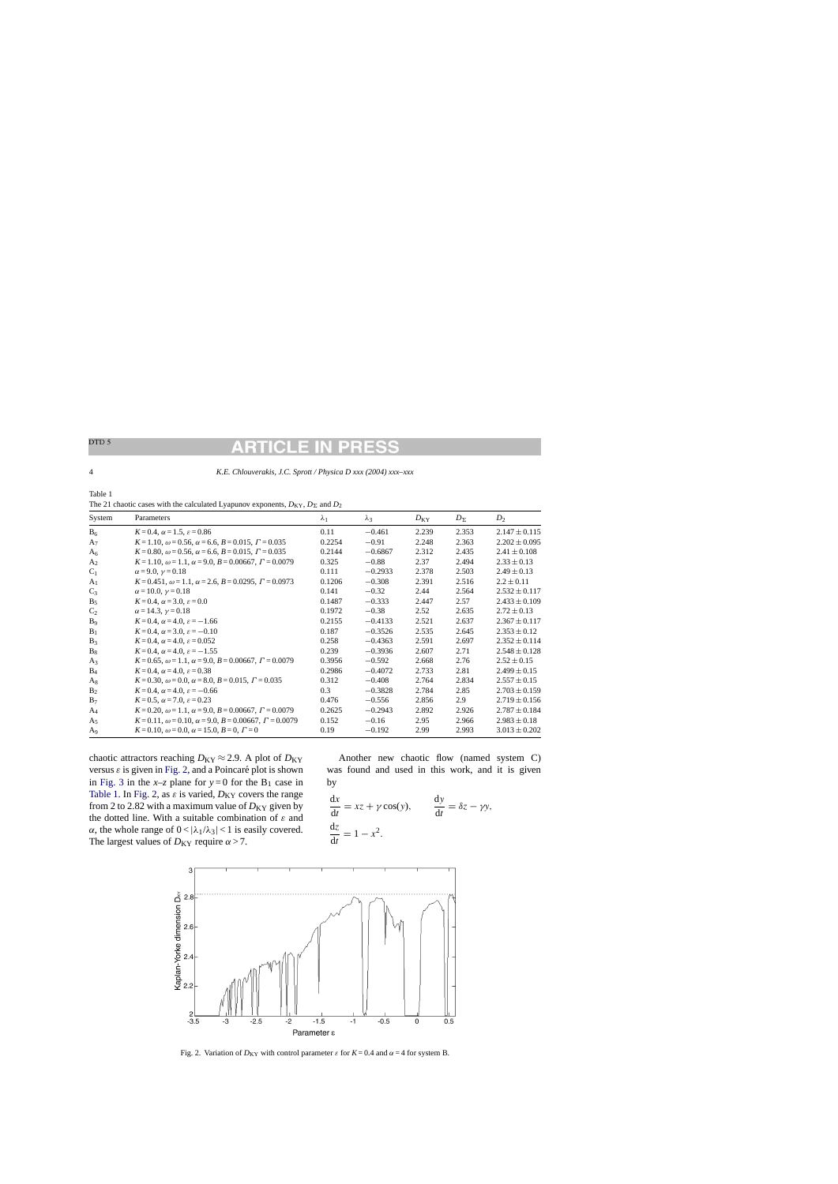Table 1
The 21 chaotic cases with the calculated Lyapunov exponents, $D_{KY}$, $D_{\Sigma}$ and $D_2$

| System | Parameters | $\lambda_1$ | $\lambda_3$ | $D_{KY}$ | $D_{\Sigma}$ | $D_2$ |
|---|---|---|---|---|---|---|
| $B_6$ | $K=0.4$, $\alpha=1.5$, $\varepsilon=0.86$ | 0.11 | −0.461 | 2.239 | 2.353 | $2.147\pm0.115$ |
| $A_7$ | $K=1.10$, $\omega=0.56$, $\alpha=6.6$, $B=0.015$, $\Gamma=0.035$ | 0.2254 | −0.91 | 2.248 | 2.363 | $2.202\pm0.095$ |
| $A_6$ | $K=0.80$, $\omega=0.56$, $\alpha=6.6$, $B=0.015$, $\Gamma=0.035$ | 0.2144 | −0.6867 | 2.312 | 2.435 | $2.41\pm0.108$ |
| $A_2$ | $K=1.10$, $\omega=1.1$, $\alpha=9.0$, $B=0.00667$, $\Gamma=0.0079$ | 0.325 | −0.88 | 2.37 | 2.494 | $2.33\pm0.13$ |
| $C_1$ | $\alpha=9.0$, $\gamma=0.18$ | 0.111 | −0.2933 | 2.378 | 2.503 | $2.49\pm0.13$ |
| $A_1$ | $K=0.451$, $\omega=1.1$, $\alpha=2.6$, $B=0.0295$, $\Gamma=0.0973$ | 0.1206 | −0.308 | 2.391 | 2.516 | $2.2\pm0.11$ |
| $C_3$ | $\alpha=10.0$, $\gamma=0.18$ | 0.141 | −0.32 | 2.44 | 2.564 | $2.532\pm0.117$ |
| $B_5$ | $K=0.4$, $\alpha=3.0$, $\varepsilon=0.0$ | 0.1487 | −0.333 | 2.447 | 2.57 | $2.433\pm0.109$ |
| $C_2$ | $\alpha=14.3$, $\gamma=0.18$ | 0.1972 | −0.38 | 2.52 | 2.635 | $2.72\pm0.13$ |
| $B_9$ | $K=0.4$, $\alpha=4.0$, $\varepsilon=-1.66$ | 0.2155 | −0.4133 | 2.521 | 2.637 | $2.367\pm0.117$ |
| $B_1$ | $K=0.4$, $\alpha=3.0$, $\varepsilon=-0.10$ | 0.187 | −0.3526 | 2.535 | 2.645 | $2.353\pm0.12$ |
| $B_3$ | $K=0.4$, $\alpha=4.0$, $\varepsilon=0.052$ | 0.258 | −0.4363 | 2.591 | 2.697 | $2.352\pm0.114$ |
| $B_8$ | $K=0.4$, $\alpha=4.0$, $\varepsilon=-1.55$ | 0.239 | −0.3936 | 2.607 | 2.71 | $2.548\pm0.128$ |
| $A_3$ | $K=0.65$, $\omega=1.1$, $\alpha=9.0$, $B=0.00667$, $\Gamma=0.0079$ | 0.3956 | −0.592 | 2.668 | 2.76 | $2.52\pm0.15$ |
| $B_4$ | $K=0.4$, $\alpha=4.0$, $\varepsilon=0.38$ | 0.2986 | −0.4072 | 2.733 | 2.81 | $2.499\pm0.15$ |
| $A_8$ | $K=0.30$, $\omega=0.0$, $\alpha=8.0$, $B=0.015$, $\Gamma=0.035$ | 0.312 | −0.408 | 2.764 | 2.834 | $2.557\pm0.15$ |
| $B_2$ | $K=0.4$, $\alpha=4.0$, $\varepsilon=-0.66$ | 0.3 | −0.3828 | 2.784 | 2.85 | $2.703\pm0.159$ |
| $B_7$ | $K=0.5$, $\alpha=7.0$, $\varepsilon=0.23$ | 0.476 | −0.556 | 2.856 | 2.9 | $2.719\pm0.156$ |
| $A_4$ | $K=0.20$, $\omega=1.1$, $\alpha=9.0$, $B=0.00667$, $\Gamma=0.0079$ | 0.2625 | −0.2943 | 2.892 | 2.926 | $2.787\pm0.184$ |
| $A_5$ | $K=0.11$, $\omega=0.10$, $\alpha=9.0$, $B=0.00667$, $\Gamma=0.0079$ | 0.152 | −0.16 | 2.95 | 2.966 | $2.983\pm0.18$ |
| $A_9$ | $K=0.10$, $\omega=0.0$, $\alpha=15.0$, $B=0$, $\Gamma=0$ | 0.19 | −0.192 | 2.99 | 2.993 | $3.013\pm0.202$ |

chaotic attractors reaching $D_{KY} \approx 2.9$. A plot of $D_{KY}$ versus $\varepsilon$ is given in Fig. 2, and a Poincaré plot is shown in Fig. 3 in the $x$–$z$ plane for $y=0$ for the $B_1$ case in Table 1. In Fig. 2, as $\varepsilon$ is varied, $D_{KY}$ covers the range from 2 to 2.82 with a maximum value of $D_{KY}$ given by the dotted line. With a suitable combination of $\varepsilon$ and $\alpha$, the whole range of $0<|\lambda_1/\lambda_3|<1$ is easily covered. The largest values of $D_{KY}$ require $\alpha>7$.

Another new chaotic flow (named system C) was found and used in this work, and it is given by

$$\frac{dx}{dt} = xz + \gamma\cos(y), \qquad \frac{dy}{dt} = \delta z - \gamma y,$$

$$\frac{dz}{dt} = 1 - x^2.$$

Fig. 2. Variation of $D_{KY}$ with control parameter $\varepsilon$ for $K=0.4$ and $\alpha=4$ for system B.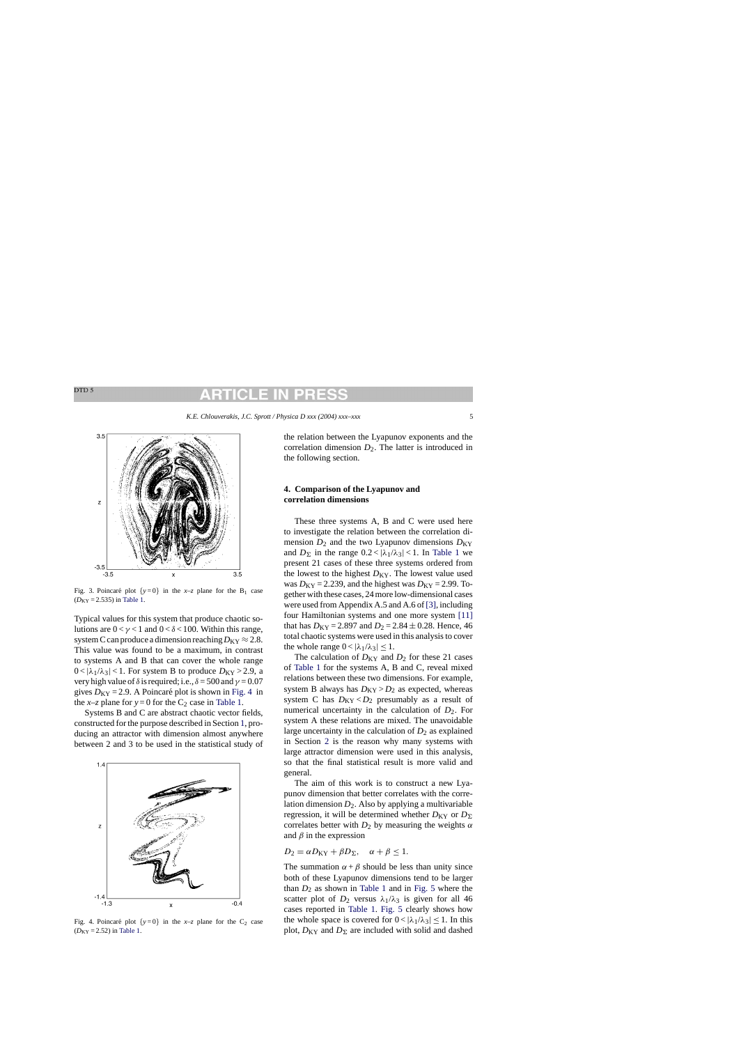Fig. 3. Poincaré plot $\{y = 0\}$ in the $x$–$z$ plane for the $B_1$ case ($D_{KY} = 2.535$) in Table 1.

Typical values for this system that produce chaotic solutions are $0 < \gamma < 1$ and $0 < \delta < 100$. Within this range, system C can produce a dimension reaching $D_{KY} \approx 2.8$. This value was found to be a maximum, in contrast to systems A and B that can cover the whole range $0 < |\lambda_1/\lambda_3| < 1$. For system B to produce $D_{KY} > 2.9$, a very high value of $\delta$ is required; i.e., $\delta = 500$ and $\gamma = 0.07$ gives $D_{KY} = 2.9$. A Poincaré plot is shown in Fig. 4 in the $x$–$z$ plane for $y = 0$ for the $C_2$ case in Table 1.

Systems B and C are abstract chaotic vector fields, constructed for the purpose described in Section 1, producing an attractor with dimension almost anywhere between 2 and 3 to be used in the statistical study of the relation between the Lyapunov exponents and the correlation dimension $D_2$. The latter is introduced in the following section.

Fig. 4. Poincaré plot $\{y = 0\}$ in the $x$–$z$ plane for the $C_2$ case ($D_{KY} = 2.52$) in Table 1.

## 4. Comparison of the Lyapunov and correlation dimensions

These three systems A, B and C were used here to investigate the relation between the correlation dimension $D_2$ and the two Lyapunov dimensions $D_{KY}$ and $D_\Sigma$ in the range $0.2 < |\lambda_1/\lambda_3| < 1$. In Table 1 we present 21 cases of these three systems ordered from the lowest to the highest $D_{KY}$. The lowest value used was $D_{KY} = 2.239$, and the highest was $D_{KY} = 2.99$. Together with these cases, 24 more low-dimensional cases were used from Appendix A.5 and A.6 of [3], including four Hamiltonian systems and one more system [11] that has $D_{KY} = 2.897$ and $D_2 = 2.84 \pm 0.28$. Hence, 46 total chaotic systems were used in this analysis to cover the whole range $0 < |\lambda_1/\lambda_3| \leq 1$.

The calculation of $D_{KY}$ and $D_2$ for these 21 cases of Table 1 for the systems A, B and C, reveal mixed relations between these two dimensions. For example, system B always has $D_{KY} > D_2$ as expected, whereas system C has $D_{KY} < D_2$ presumably as a result of numerical uncertainty in the calculation of $D_2$. For system A these relations are mixed. The unavoidable large uncertainty in the calculation of $D_2$ as explained in Section 2 is the reason why many systems with large attractor dimension were used in this analysis, so that the final statistical result is more valid and general.

The aim of this work is to construct a new Lyapunov dimension that better correlates with the correlation dimension $D_2$. Also by applying a multivariable regression, it will be determined whether $D_{KY}$ or $D_\Sigma$ correlates better with $D_2$ by measuring the weights $\alpha$ and $\beta$ in the expression

$$D_2 = \alpha D_{KY} + \beta D_\Sigma, \quad \alpha + \beta \leq 1.$$

The summation $\alpha + \beta$ should be less than unity since both of these Lyapunov dimensions tend to be larger than $D_2$ as shown in Table 1 and in Fig. 5 where the scatter plot of $D_2$ versus $\lambda_1/\lambda_3$ is given for all 46 cases reported in Table 1. Fig. 5 clearly shows how the whole space is covered for $0 < |\lambda_1/\lambda_3| \leq 1$. In this plot, $D_{KY}$ and $D_\Sigma$ are included with solid and dashed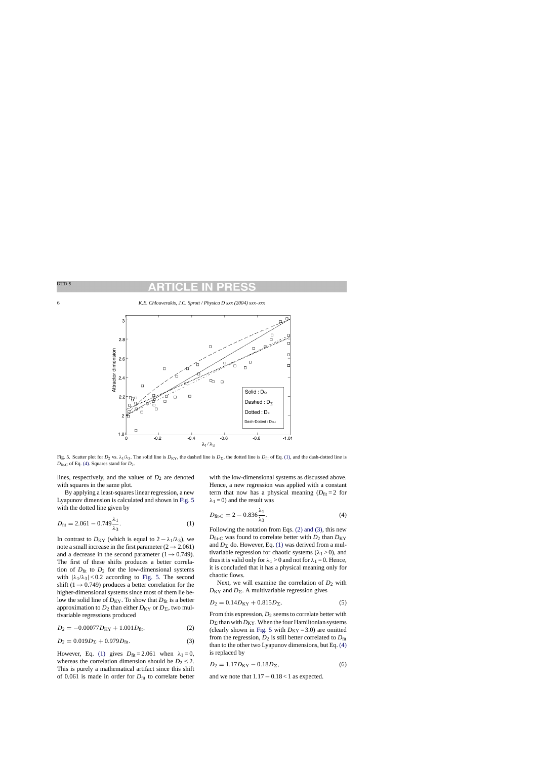Fig. 5. Scatter plot for $D_2$ vs. $\lambda_1/\lambda_3$. The solid line is $D_{\mathrm{KY}}$, the dashed line is $D_\Sigma$, the dotted line is $D_{\mathrm{fit}}$ of Eq. (1), and the dash-dotted line is $D_{\mathrm{fit\text{-}C}}$ of Eq. (4). Squares stand for $D_2$.

lines, respectively, and the values of $D_2$ are denoted with squares in the same plot.

By applying a least-squares linear regression, a new Lyapunov dimension is calculated and shown in Fig. 5 with the dotted line given by

$$D_{\mathrm{fit}} = 2.061 - 0.749\frac{\lambda_1}{\lambda_3}. \tag{1}$$

In contrast to $D_{\mathrm{KY}}$ (which is equal to $2 - \lambda_1/\lambda_3$), we note a small increase in the first parameter ($2 \to 2.061$) and a decrease in the second parameter ($1 \to 0.749$). The first of these shifts produces a better correlation of $D_{\mathrm{fit}}$ to $D_2$ for the low-dimensional systems with $|\lambda_1/\lambda_3| < 0.2$ according to Fig. 5. The second shift ($1 \to 0.749$) produces a better correlation for the higher-dimensional systems since most of them lie below the solid line of $D_{\mathrm{KY}}$. To show that $D_{\mathrm{fit}}$ is a better approximation to $D_2$ than either $D_{\mathrm{KY}}$ or $D_\Sigma$, two multivariable regressions produced

$$D_2 = -0.00077D_{\mathrm{KY}} + 1.001D_{\mathrm{fit}}, \tag{2}$$

$$D_2 = 0.019D_\Sigma + 0.979D_{\mathrm{fit}}. \tag{3}$$

However, Eq. (1) gives $D_{\mathrm{fit}} = 2.061$ when $\lambda_1 = 0$, whereas the correlation dimension should be $D_2 \leq 2$. This is purely a mathematical artifact since this shift of 0.061 is made in order for $D_{\mathrm{fit}}$ to correlate better with the low-dimensional systems as discussed above. Hence, a new regression was applied with a constant term that now has a physical meaning ($D_{\mathrm{fit}} = 2$ for $\lambda_1 = 0$) and the result was

$$D_{\mathrm{fit\text{-}C}} = 2 - 0.836\frac{\lambda_1}{\lambda_3}. \tag{4}$$

Following the notation from Eqs. (2) and (3), this new $D_{\mathrm{fit\text{-}C}}$ was found to correlate better with $D_2$ than $D_{\mathrm{KY}}$ and $D_\Sigma$ do. However, Eq. (1) was derived from a multivariable regression for chaotic systems ($\lambda_1 > 0$), and thus it is valid only for $\lambda_1 > 0$ and not for $\lambda_1 = 0$. Hence, it is concluded that it has a physical meaning only for chaotic flows.

Next, we will examine the correlation of $D_2$ with $D_{\mathrm{KY}}$ and $D_\Sigma$. A multivariable regression gives

$$D_2 = 0.14D_{\mathrm{KY}} + 0.815D_\Sigma. \tag{5}$$

From this expression, $D_2$ seems to correlate better with $D_\Sigma$ than with $D_{\mathrm{KY}}$. When the four Hamiltonian systems (clearly shown in Fig. 5 with $D_{\mathrm{KY}} = 3.0$) are omitted from the regression, $D_2$ is still better correlated to $D_{\mathrm{fit}}$ than to the other two Lyapunov dimensions, but Eq. (4) is replaced by

$$D_2 = 1.17D_{\mathrm{KY}} - 0.18D_\Sigma, \tag{6}$$

and we note that $1.17 - 0.18 < 1$ as expected.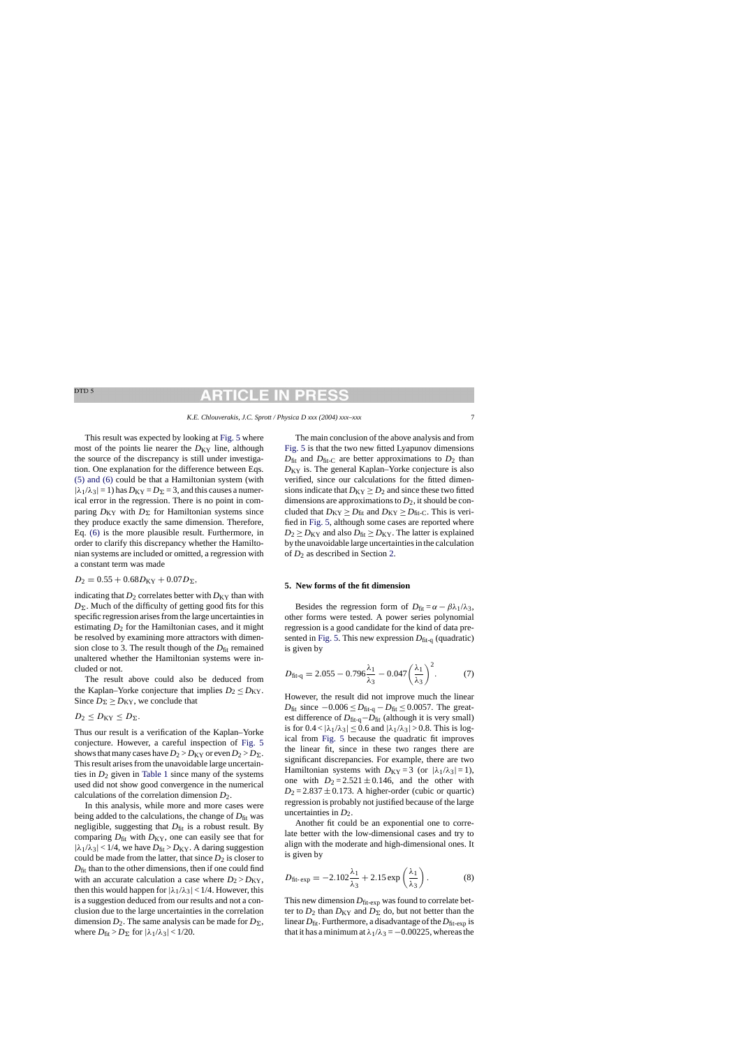This result was expected by looking at Fig. 5 where most of the points lie nearer the $D_{KY}$ line, although the source of the discrepancy is still under investigation. One explanation for the difference between Eqs. (5) and (6) could be that a Hamiltonian system (with $|\lambda_1/\lambda_3| = 1$) has $D_{KY} = D_\Sigma = 3$, and this causes a numerical error in the regression. There is no point in comparing $D_{KY}$ with $D_\Sigma$ for Hamiltonian systems since they produce exactly the same dimension. Therefore, Eq. (6) is the more plausible result. Furthermore, in order to clarify this discrepancy whether the Hamiltonian systems are included or omitted, a regression with a constant term was made

$$D_2 = 0.55 + 0.68 D_{KY} + 0.07 D_\Sigma,$$

indicating that $D_2$ correlates better with $D_{KY}$ than with $D_\Sigma$. Much of the difficulty of getting good fits for this specific regression arises from the large uncertainties in estimating $D_2$ for the Hamiltonian cases, and it might be resolved by examining more attractors with dimension close to 3. The result though of the $D_{fit}$ remained unaltered whether the Hamiltonian systems were included or not.

The result above could also be deduced from the Kaplan–Yorke conjecture that implies $D_2 \leq D_{KY}$. Since $D_\Sigma \geq D_{KY}$, we conclude that

$$D_2 \leq D_{KY} \leq D_\Sigma.$$

Thus our result is a verification of the Kaplan–Yorke conjecture. However, a careful inspection of Fig. 5 shows that many cases have $D_2 > D_{KY}$ or even $D_2 > D_\Sigma$. This result arises from the unavoidable large uncertainties in $D_2$ given in Table 1 since many of the systems used did not show good convergence in the numerical calculations of the correlation dimension $D_2$.

In this analysis, while more and more cases were being added to the calculations, the change of $D_{fit}$ was negligible, suggesting that $D_{fit}$ is a robust result. By comparing $D_{fit}$ with $D_{KY}$, one can easily see that for $|\lambda_1/\lambda_3| < 1/4$, we have $D_{fit} > D_{KY}$. A daring suggestion could be made from the latter, that since $D_2$ is closer to $D_{fit}$ than to the other dimensions, then if one could find with an accurate calculation a case where $D_2 > D_{KY}$, then this would happen for $|\lambda_1/\lambda_3| < 1/4$. However, this is a suggestion deduced from our results and not a conclusion due to the large uncertainties in the correlation dimension $D_2$. The same analysis can be made for $D_\Sigma$, where $D_{fit} > D_\Sigma$ for $|\lambda_1/\lambda_3| < 1/20$.

The main conclusion of the above analysis and from Fig. 5 is that the two new fitted Lyapunov dimensions $D_{fit}$ and $D_{fit\text{-}C}$ are better approximations to $D_2$ than $D_{KY}$ is. The general Kaplan–Yorke conjecture is also verified, since our calculations for the fitted dimensions indicate that $D_{KY} \geq D_2$ and since these two fitted dimensions are approximations to $D_2$, it should be concluded that $D_{KY} \geq D_{fit}$ and $D_{KY} \geq D_{fit\text{-}C}$. This is verified in Fig. 5, although some cases are reported where $D_2 \geq D_{KY}$ and also $D_{fit} \geq D_{KY}$. The latter is explained by the unavoidable large uncertainties in the calculation of $D_2$ as described in Section 2.

## 5. New forms of the fit dimension

Besides the regression form of $D_{fit} = \alpha - \beta\lambda_1/\lambda_3$, other forms were tested. A power series polynomial regression is a good candidate for the kind of data presented in Fig. 5. This new expression $D_{fit\text{-}q}$ (quadratic) is given by

$$D_{fit\text{-}q} = 2.055 - 0.796\frac{\lambda_1}{\lambda_3} - 0.047\left(\frac{\lambda_1}{\lambda_3}\right)^2. \tag{7}$$

However, the result did not improve much the linear $D_{fit}$ since $-0.006 \leq D_{fit\text{-}q} - D_{fit} \leq 0.0057$. The greatest difference of $D_{fit\text{-}q} - D_{fit}$ (although it is very small) is for $0.4 < |\lambda_1/\lambda_3| \leq 0.6$ and $|\lambda_1/\lambda_3| > 0.8$. This is logical from Fig. 5 because the quadratic fit improves the linear fit, since in these two ranges there are significant discrepancies. For example, there are two Hamiltonian systems with $D_{KY} = 3$ (or $|\lambda_1/\lambda_3| = 1$), one with $D_2 = 2.521 \pm 0.146$, and the other with $D_2 = 2.837 \pm 0.173$. A higher-order (cubic or quartic) regression is probably not justified because of the large uncertainties in $D_2$.

Another fit could be an exponential one to correlate better with the low-dimensional cases and try to align with the moderate and high-dimensional ones. It is given by

$$D_{fit\text{-}\exp} = -2.102\frac{\lambda_1}{\lambda_3} + 2.15\exp\left(\frac{\lambda_1}{\lambda_3}\right). \tag{8}$$

This new dimension $D_{fit\text{-}\exp}$ was found to correlate better to $D_2$ than $D_{KY}$ and $D_\Sigma$ do, but not better than the linear $D_{fit}$. Furthermore, a disadvantage of the $D_{fit\text{-}\exp}$ is that it has a minimum at $\lambda_1/\lambda_3 = -0.00225$, whereas the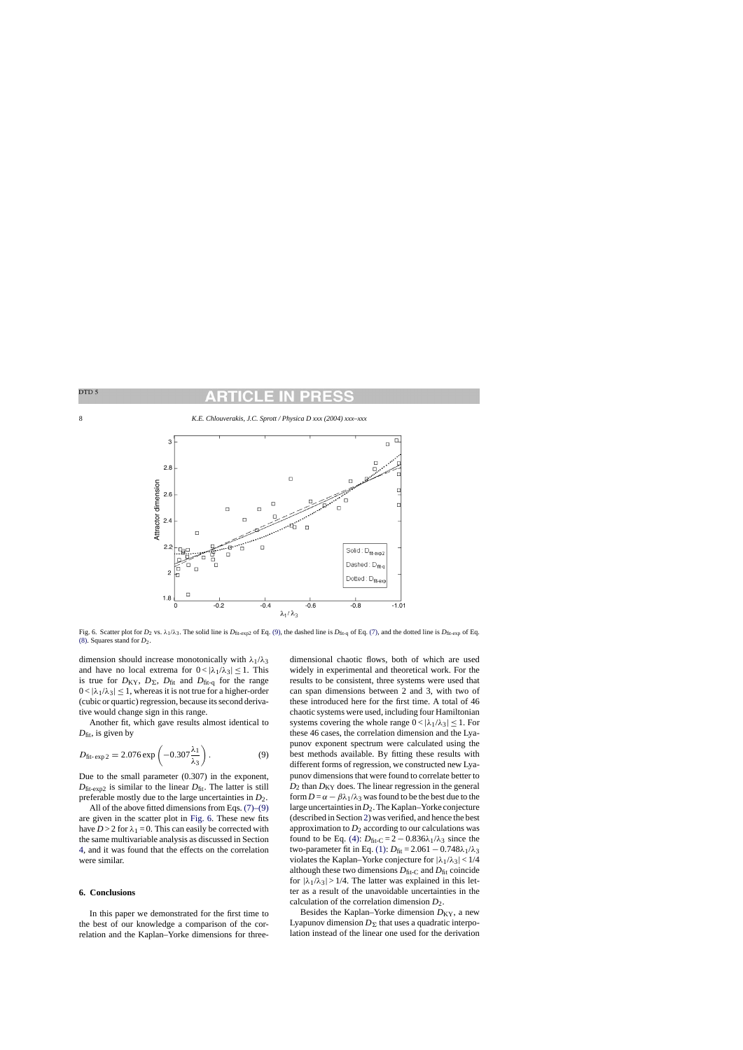Fig. 6. Scatter plot for $D_2$ vs. $\lambda_1/\lambda_3$. The solid line is $D_{\text{fit-exp2}}$ of Eq. (9), the dashed line is $D_{\text{fit-q}}$ of Eq. (7), and the dotted line is $D_{\text{fit-exp}}$ of Eq. (8). Squares stand for $D_2$.

dimension should increase monotonically with $\lambda_1/\lambda_3$ and have no local extrema for $0 < |\lambda_1/\lambda_3| \leq 1$. This is true for $D_{\text{KY}}$, $D_\Sigma$, $D_{\text{fit}}$ and $D_{\text{fit-q}}$ for the range $0 < |\lambda_1/\lambda_3| \leq 1$, whereas it is not true for a higher-order (cubic or quartic) regression, because its second derivative would change sign in this range.

Another fit, which gave results almost identical to $D_{\text{fit}}$, is given by

$$D_{\text{fit-exp 2}} = 2.076 \exp\left(-0.307\frac{\lambda_1}{\lambda_3}\right). \tag{9}$$

Due to the small parameter (0.307) in the exponent, $D_{\text{fit-exp2}}$ is similar to the linear $D_{\text{fit}}$. The latter is still preferable mostly due to the large uncertainties in $D_2$.

All of the above fitted dimensions from Eqs. (7)–(9) are given in the scatter plot in Fig. 6. These new fits have $D > 2$ for $\lambda_1 = 0$. This can easily be corrected with the same multivariable analysis as discussed in Section 4, and it was found that the effects on the correlation were similar.

## 6. Conclusions

In this paper we demonstrated for the first time to the best of our knowledge a comparison of the correlation and the Kaplan–Yorke dimensions for three-dimensional chaotic flows, both of which are used widely in experimental and theoretical work. For the results to be consistent, three systems were used that can span dimensions between 2 and 3, with two of these introduced here for the first time. A total of 46 chaotic systems were used, including four Hamiltonian systems covering the whole range $0 < |\lambda_1/\lambda_3| \leq 1$. For these 46 cases, the correlation dimension and the Lyapunov exponent spectrum were calculated using the best methods available. By fitting these results with different forms of regression, we constructed new Lyapunov dimensions that were found to correlate better to $D_2$ than $D_{\text{KY}}$ does. The linear regression in the general form $D = \alpha - \beta\lambda_1/\lambda_3$ was found to be the best due to the large uncertainties in $D_2$. The Kaplan–Yorke conjecture (described in Section 2) was verified, and hence the best approximation to $D_2$ according to our calculations was found to be Eq. (4): $D_{\text{fit-C}} = 2 - 0.836\lambda_1/\lambda_3$ since the two-parameter fit in Eq. (1): $D_{\text{fit}} = 2.061 - 0.748\lambda_1/\lambda_3$ violates the Kaplan–Yorke conjecture for $|\lambda_1/\lambda_3| < 1/4$ although these two dimensions $D_{\text{fit-C}}$ and $D_{\text{fit}}$ coincide for $|\lambda_1/\lambda_3| > 1/4$. The latter was explained in this letter as a result of the unavoidable uncertainties in the calculation of the correlation dimension $D_2$.

Besides the Kaplan–Yorke dimension $D_{\text{KY}}$, a new Lyapunov dimension $D_\Sigma$ that uses a quadratic interpolation instead of the linear one used for the derivation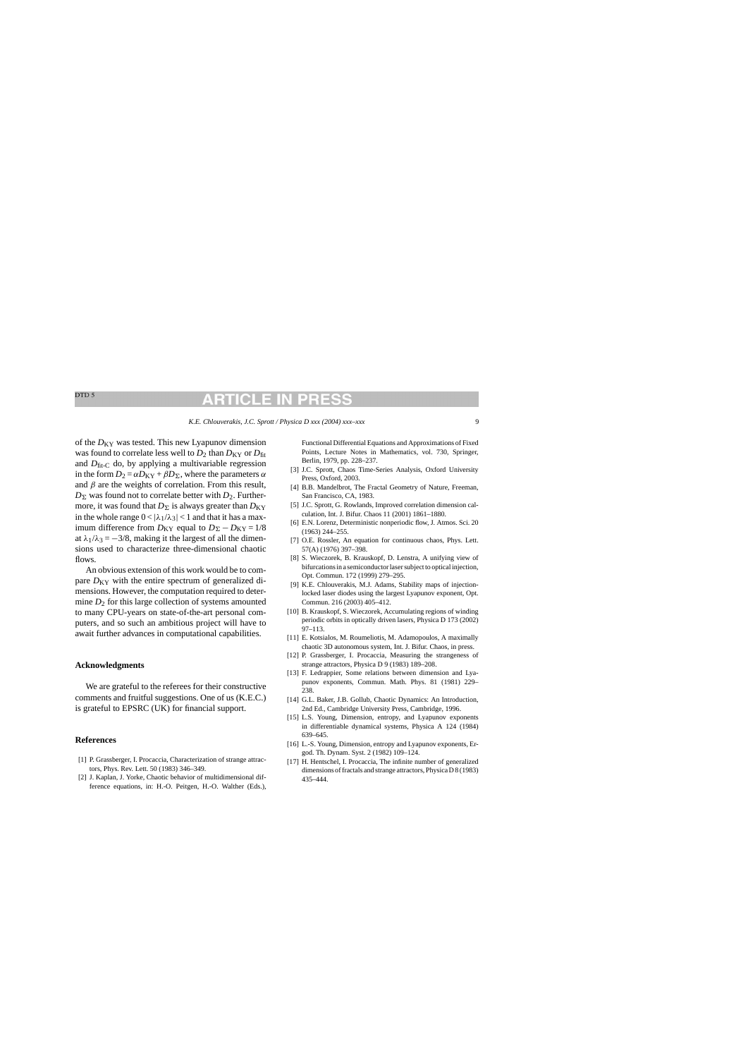of the $D_{KY}$ was tested. This new Lyapunov dimension was found to correlate less well to $D_2$ than $D_{KY}$ or $D_{fit}$ and $D_{fit\text{-}C}$ do, by applying a multivariable regression in the form $D_2 = \alpha D_{KY} + \beta D_{\Sigma}$, where the parameters $\alpha$ and $\beta$ are the weights of correlation. From this result, $D_{\Sigma}$ was found not to correlate better with $D_2$. Furthermore, it was found that $D_{\Sigma}$ is always greater than $D_{KY}$ in the whole range $0 < |\lambda_1/\lambda_3| < 1$ and that it has a maximum difference from $D_{KY}$ equal to $D_{\Sigma} - D_{KY} = 1/8$ at $\lambda_1/\lambda_3 = -3/8$, making it the largest of all the dimensions used to characterize three-dimensional chaotic flows.

An obvious extension of this work would be to compare $D_{KY}$ with the entire spectrum of generalized dimensions. However, the computation required to determine $D_2$ for this large collection of systems amounted to many CPU-years on state-of-the-art personal computers, and so such an ambitious project will have to await further advances in computational capabilities.

## Acknowledgments

We are grateful to the referees for their constructive comments and fruitful suggestions. One of us (K.E.C.) is grateful to EPSRC (UK) for financial support.

## References

[1] P. Grassberger, I. Procaccia, Characterization of strange attractors, Phys. Rev. Lett. 50 (1983) 346–349.

[2] J. Kaplan, J. Yorke, Chaotic behavior of multidimensional difference equations, in: H.-O. Peitgen, H.-O. Walther (Eds.), Functional Differential Equations and Approximations of Fixed Points, Lecture Notes in Mathematics, vol. 730, Springer, Berlin, 1979, pp. 228–237.

[3] J.C. Sprott, Chaos Time-Series Analysis, Oxford University Press, Oxford, 2003.

[4] B.B. Mandelbrot, The Fractal Geometry of Nature, Freeman, San Francisco, CA, 1983.

[5] J.C. Sprott, G. Rowlands, Improved correlation dimension calculation, Int. J. Bifur. Chaos 11 (2001) 1861–1880.

[6] E.N. Lorenz, Deterministic nonperiodic flow, J. Atmos. Sci. 20 (1963) 244–255.

[7] O.E. Rossler, An equation for continuous chaos, Phys. Lett. 57(A) (1976) 397–398.

[8] S. Wieczorek, B. Krauskopf, D. Lenstra, A unifying view of bifurcations in a semiconductor laser subject to optical injection, Opt. Commun. 172 (1999) 279–295.

[9] K.E. Chlouverakis, M.J. Adams, Stability maps of injection-locked laser diodes using the largest Lyapunov exponent, Opt. Commun. 216 (2003) 405–412.

[10] B. Krauskopf, S. Wieczorek, Accumulating regions of winding periodic orbits in optically driven lasers, Physica D 173 (2002) 97–113.

[11] E. Kotsialos, M. Roumeliotis, M. Adamopoulos, A maximally chaotic 3D autonomous system, Int. J. Bifur. Chaos, in press.

[12] P. Grassberger, I. Procaccia, Measuring the strangeness of strange attractors, Physica D 9 (1983) 189–208.

[13] F. Ledrappier, Some relations between dimension and Lyapunov exponents, Commun. Math. Phys. 81 (1981) 229–238.

[14] G.L. Baker, J.B. Gollub, Chaotic Dynamics: An Introduction, 2nd Ed., Cambridge University Press, Cambridge, 1996.

[15] L.S. Young, Dimension, entropy, and Lyapunov exponents in differentiable dynamical systems, Physica A 124 (1984) 639–645.

[16] L.-S. Young, Dimension, entropy and Lyapunov exponents, Ergod. Th. Dynam. Syst. 2 (1982) 109–124.

[17] H. Hentschel, I. Procaccia, The infinite number of generalized dimensions of fractals and strange attractors, Physica D 8 (1983) 435–444.